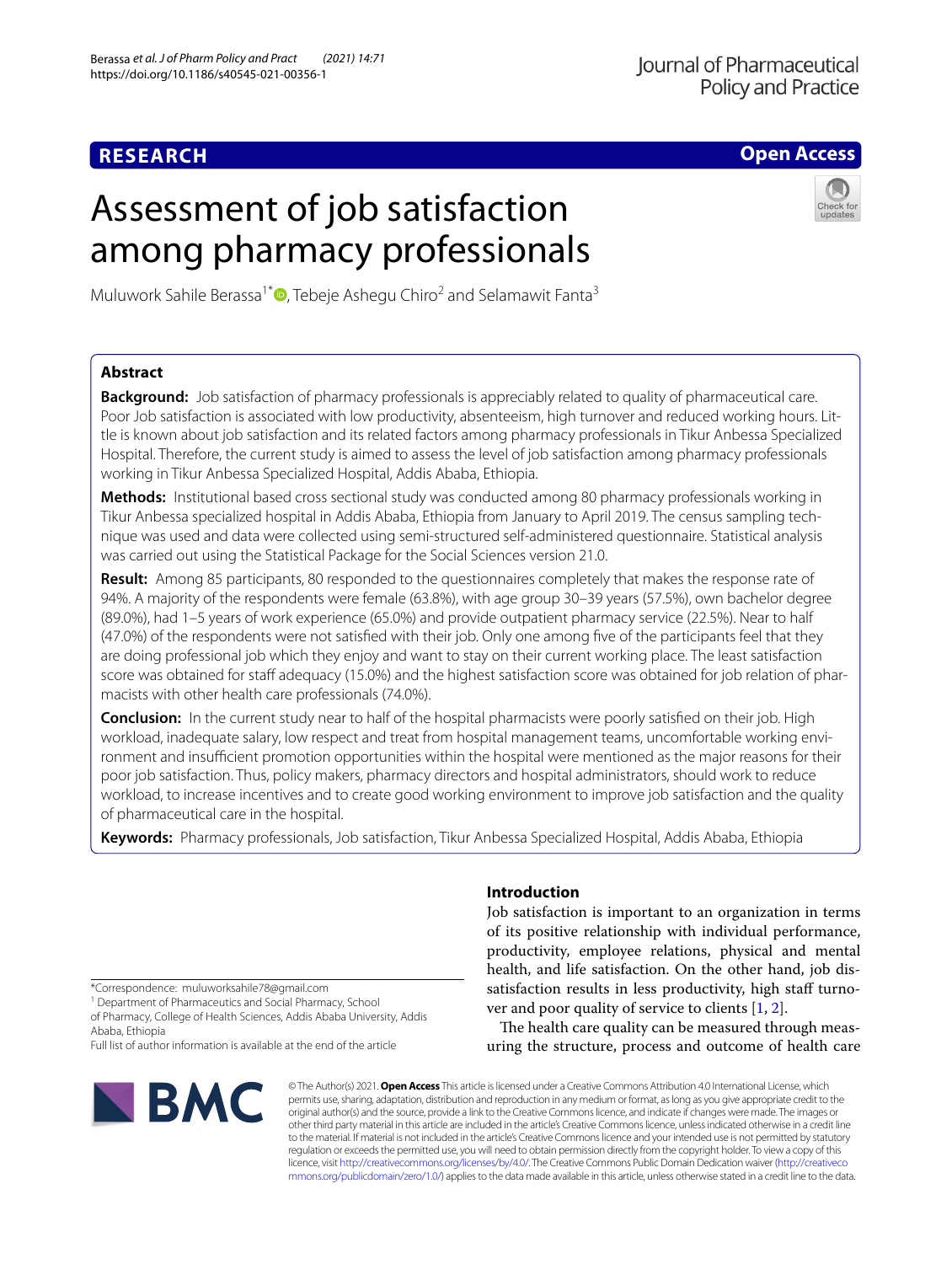**RESEARCH**

**Open Access**

# Assessment of job satisfaction among pharmacy professionals

Muluwork Sahile Berassa[1*], Tebeje Ashegu Chiro[2] and Selamawit Fanta[3]

## Abstract

**Background:** Job satisfaction of pharmacy professionals is appreciably related to quality of pharmaceutical care. Poor Job satisfaction is associated with low productivity, absenteeism, high turnover and reduced working hours. Little is known about job satisfaction and its related factors among pharmacy professionals in Tikur Anbessa Specialized Hospital. Therefore, the current study is aimed to assess the level of job satisfaction among pharmacy professionals working in Tikur Anbessa Specialized Hospital, Addis Ababa, Ethiopia.

**Methods:** Institutional based cross sectional study was conducted among 80 pharmacy professionals working in Tikur Anbessa specialized hospital in Addis Ababa, Ethiopia from January to April 2019. The census sampling technique was used and data were collected using semi-structured self-administered questionnaire. Statistical analysis was carried out using the Statistical Package for the Social Sciences version 21.0.

**Result:** Among 85 participants, 80 responded to the questionnaires completely that makes the response rate of 94%. A majority of the respondents were female (63.8%), with age group 30–39 years (57.5%), own bachelor degree (89.0%), had 1–5 years of work experience (65.0%) and provide outpatient pharmacy service (22.5%). Near to half (47.0%) of the respondents were not satisfied with their job. Only one among five of the participants feel that they are doing professional job which they enjoy and want to stay on their current working place. The least satisfaction score was obtained for staff adequacy (15.0%) and the highest satisfaction score was obtained for job relation of pharmacists with other health care professionals (74.0%).

**Conclusion:** In the current study near to half of the hospital pharmacists were poorly satisfied on their job. High workload, inadequate salary, low respect and treat from hospital management teams, uncomfortable working environment and insufficient promotion opportunities within the hospital were mentioned as the major reasons for their poor job satisfaction. Thus, policy makers, pharmacy directors and hospital administrators, should work to reduce workload, to increase incentives and to create good working environment to improve job satisfaction and the quality of pharmaceutical care in the hospital.

**Keywords:** Pharmacy professionals, Job satisfaction, Tikur Anbessa Specialized Hospital, Addis Ababa, Ethiopia

## Introduction

Job satisfaction is important to an organization in terms of its positive relationship with individual performance, productivity, employee relations, physical and mental health, and life satisfaction. On the other hand, job dissatisfaction results in less productivity, high staff turnover and poor quality of service to clients [1, 2].

The health care quality can be measured through measuring the structure, process and outcome of health care

*Correspondence: muluworksahile78@gmail.com
[1] Department of Pharmaceutics and Social Pharmacy, School of Pharmacy, College of Health Sciences, Addis Ababa University, Addis Ababa, Ethiopia
Full list of author information is available at the end of the article

© The Author(s) 2021. **Open Access** This article is licensed under a Creative Commons Attribution 4.0 International License, which permits use, sharing, adaptation, distribution and reproduction in any medium or format, as long as you give appropriate credit to the original author(s) and the source, provide a link to the Creative Commons licence, and indicate if changes were made. The images or other third party material in this article are included in the article's Creative Commons licence, unless indicated otherwise in a credit line to the material. If material is not included in the article's Creative Commons licence and your intended use is not permitted by statutory regulation or exceeds the permitted use, you will need to obtain permission directly from the copyright holder. To view a copy of this licence, visit http://creativecommons.org/licenses/by/4.0/. The Creative Commons Public Domain Dedication waiver (http://creativecommons.org/publicdomain/zero/1.0/) applies to the data made available in this article, unless otherwise stated in a credit line to the data.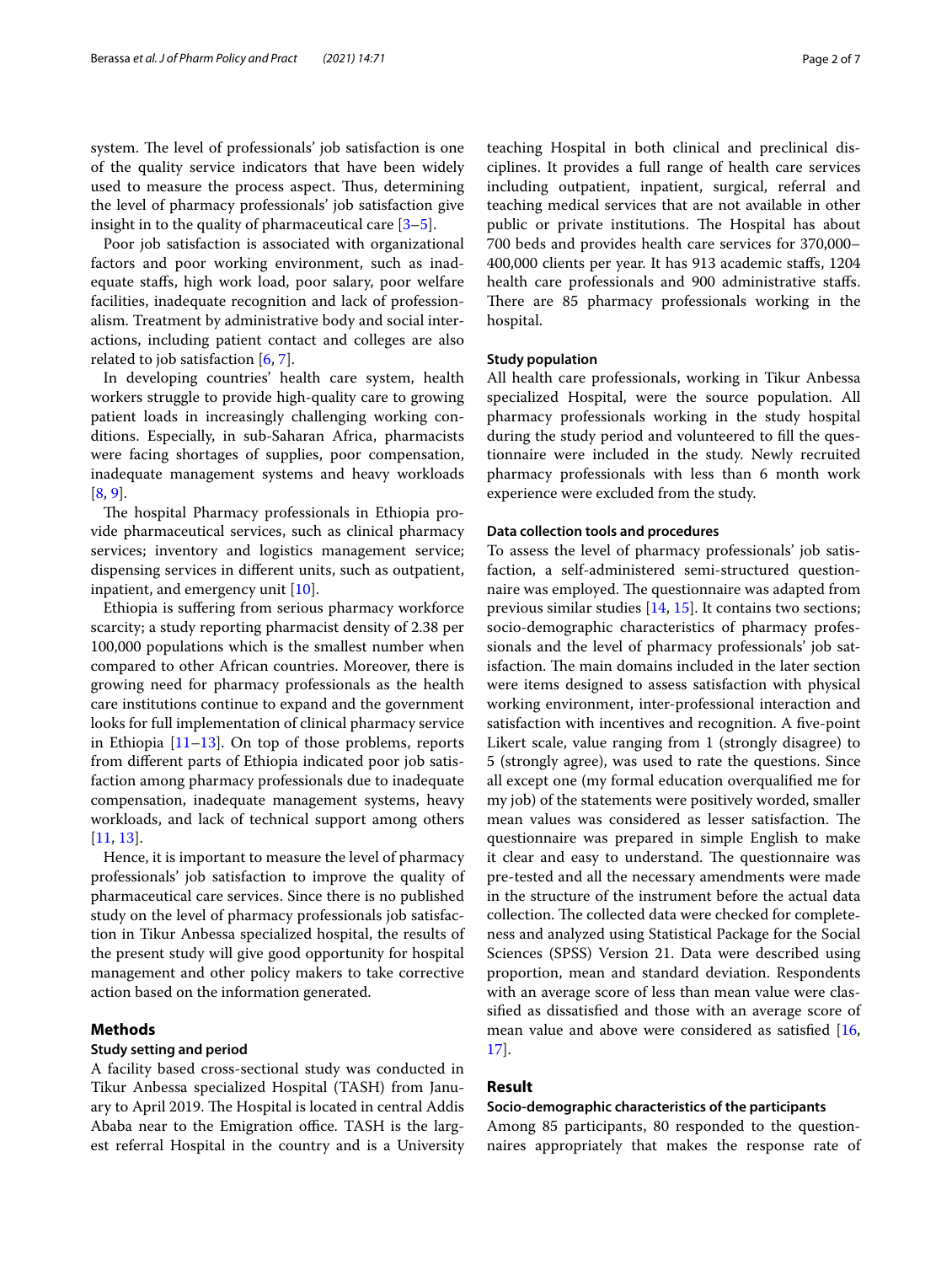system. The level of professionals' job satisfaction is one of the quality service indicators that have been widely used to measure the process aspect. Thus, determining the level of pharmacy professionals' job satisfaction give insight in to the quality of pharmaceutical care [3–5].

Poor job satisfaction is associated with organizational factors and poor working environment, such as inadequate staffs, high work load, poor salary, poor welfare facilities, inadequate recognition and lack of professionalism. Treatment by administrative body and social interactions, including patient contact and colleges are also related to job satisfaction [6, 7].

In developing countries' health care system, health workers struggle to provide high-quality care to growing patient loads in increasingly challenging working conditions. Especially, in sub-Saharan Africa, pharmacists were facing shortages of supplies, poor compensation, inadequate management systems and heavy workloads [8, 9].

The hospital Pharmacy professionals in Ethiopia provide pharmaceutical services, such as clinical pharmacy services; inventory and logistics management service; dispensing services in different units, such as outpatient, inpatient, and emergency unit [10].

Ethiopia is suffering from serious pharmacy workforce scarcity; a study reporting pharmacist density of 2.38 per 100,000 populations which is the smallest number when compared to other African countries. Moreover, there is growing need for pharmacy professionals as the health care institutions continue to expand and the government looks for full implementation of clinical pharmacy service in Ethiopia [11–13]. On top of those problems, reports from different parts of Ethiopia indicated poor job satisfaction among pharmacy professionals due to inadequate compensation, inadequate management systems, heavy workloads, and lack of technical support among others [11, 13].

Hence, it is important to measure the level of pharmacy professionals' job satisfaction to improve the quality of pharmaceutical care services. Since there is no published study on the level of pharmacy professionals job satisfaction in Tikur Anbessa specialized hospital, the results of the present study will give good opportunity for hospital management and other policy makers to take corrective action based on the information generated.

## Methods

### Study setting and period

A facility based cross-sectional study was conducted in Tikur Anbessa specialized Hospital (TASH) from January to April 2019. The Hospital is located in central Addis Ababa near to the Emigration office. TASH is the largest referral Hospital in the country and is a University teaching Hospital in both clinical and preclinical disciplines. It provides a full range of health care services including outpatient, inpatient, surgical, referral and teaching medical services that are not available in other public or private institutions. The Hospital has about 700 beds and provides health care services for 370,000–400,000 clients per year. It has 913 academic staffs, 1204 health care professionals and 900 administrative staffs. There are 85 pharmacy professionals working in the hospital.

### Study population

All health care professionals, working in Tikur Anbessa specialized Hospital, were the source population. All pharmacy professionals working in the study hospital during the study period and volunteered to fill the questionnaire were included in the study. Newly recruited pharmacy professionals with less than 6 month work experience were excluded from the study.

### Data collection tools and procedures

To assess the level of pharmacy professionals' job satisfaction, a self-administered semi-structured questionnaire was employed. The questionnaire was adapted from previous similar studies [14, 15]. It contains two sections; socio-demographic characteristics of pharmacy professionals and the level of pharmacy professionals' job satisfaction. The main domains included in the later section were items designed to assess satisfaction with physical working environment, inter-professional interaction and satisfaction with incentives and recognition. A five-point Likert scale, value ranging from 1 (strongly disagree) to 5 (strongly agree), was used to rate the questions. Since all except one (my formal education overqualified me for my job) of the statements were positively worded, smaller mean values was considered as lesser satisfaction. The questionnaire was prepared in simple English to make it clear and easy to understand. The questionnaire was pre-tested and all the necessary amendments were made in the structure of the instrument before the actual data collection. The collected data were checked for completeness and analyzed using Statistical Package for the Social Sciences (SPSS) Version 21. Data were described using proportion, mean and standard deviation. Respondents with an average score of less than mean value were classified as dissatisfied and those with an average score of mean value and above were considered as satisfied [16, 17].

## Result

### Socio-demographic characteristics of the participants

Among 85 participants, 80 responded to the questionnaires appropriately that makes the response rate of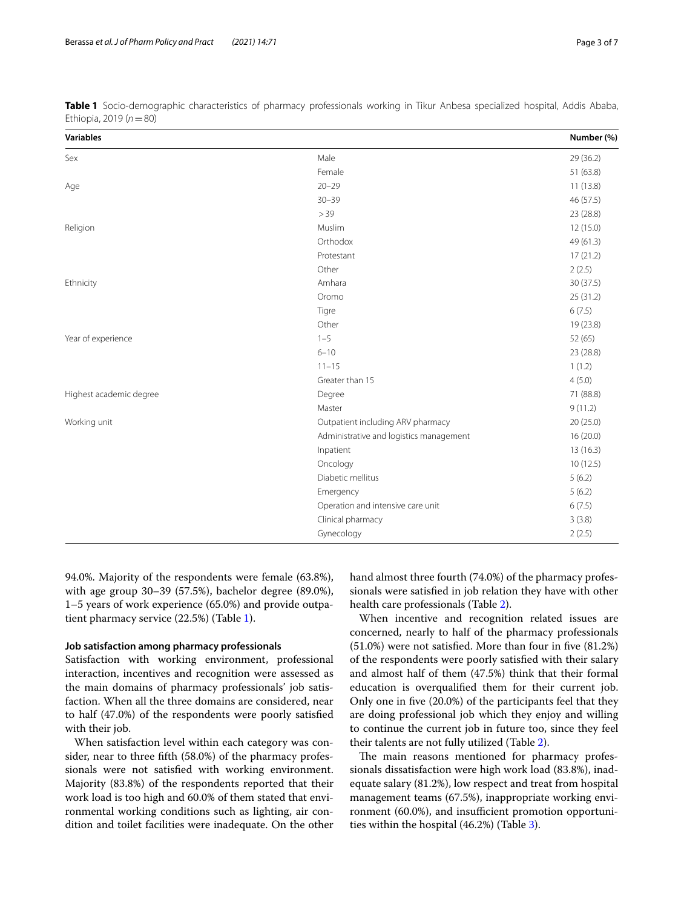**Table 1** Socio-demographic characteristics of pharmacy professionals working in Tikur Anbesa specialized hospital, Addis Ababa, Ethiopia, 2019 ($n = 80$)

| Variables | | Number (%) |
|---|---|---|
| Sex | Male | 29 (36.2) |
| | Female | 51 (63.8) |
| Age | 20–29 | 11 (13.8) |
| | 30–39 | 46 (57.5) |
| | > 39 | 23 (28.8) |
| Religion | Muslim | 12 (15.0) |
| | Orthodox | 49 (61.3) |
| | Protestant | 17 (21.2) |
| | Other | 2 (2.5) |
| Ethnicity | Amhara | 30 (37.5) |
| | Oromo | 25 (31.2) |
| | Tigre | 6 (7.5) |
| | Other | 19 (23.8) |
| Year of experience | 1–5 | 52 (65) |
| | 6–10 | 23 (28.8) |
| | 11–15 | 1 (1.2) |
| | Greater than 15 | 4 (5.0) |
| Highest academic degree | Degree | 71 (88.8) |
| | Master | 9 (11.2) |
| Working unit | Outpatient including ARV pharmacy | 20 (25.0) |
| | Administrative and logistics management | 16 (20.0) |
| | Inpatient | 13 (16.3) |
| | Oncology | 10 (12.5) |
| | Diabetic mellitus | 5 (6.2) |
| | Emergency | 5 (6.2) |
| | Operation and intensive care unit | 6 (7.5) |
| | Clinical pharmacy | 3 (3.8) |
| | Gynecology | 2 (2.5) |

94.0%. Majority of the respondents were female (63.8%), with age group 30–39 (57.5%), bachelor degree (89.0%), 1–5 years of work experience (65.0%) and provide outpatient pharmacy service (22.5%) (Table 1).

#### Job satisfaction among pharmacy professionals

Satisfaction with working environment, professional interaction, incentives and recognition were assessed as the main domains of pharmacy professionals' job satisfaction. When all the three domains are considered, near to half (47.0%) of the respondents were poorly satisfied with their job.

When satisfaction level within each category was consider, near to three fifth (58.0%) of the pharmacy professionals were not satisfied with working environment. Majority (83.8%) of the respondents reported that their work load is too high and 60.0% of them stated that environmental working conditions such as lighting, air condition and toilet facilities were inadequate. On the other hand almost three fourth (74.0%) of the pharmacy professionals were satisfied in job relation they have with other health care professionals (Table 2).

When incentive and recognition related issues are concerned, nearly to half of the pharmacy professionals (51.0%) were not satisfied. More than four in five (81.2%) of the respondents were poorly satisfied with their salary and almost half of them (47.5%) think that their formal education is overqualified them for their current job. Only one in five (20.0%) of the participants feel that they are doing professional job which they enjoy and willing to continue the current job in future too, since they feel their talents are not fully utilized (Table 2).

The main reasons mentioned for pharmacy professionals dissatisfaction were high work load (83.8%), inadequate salary (81.2%), low respect and treat from hospital management teams (67.5%), inappropriate working environment (60.0%), and insufficient promotion opportunities within the hospital (46.2%) (Table 3).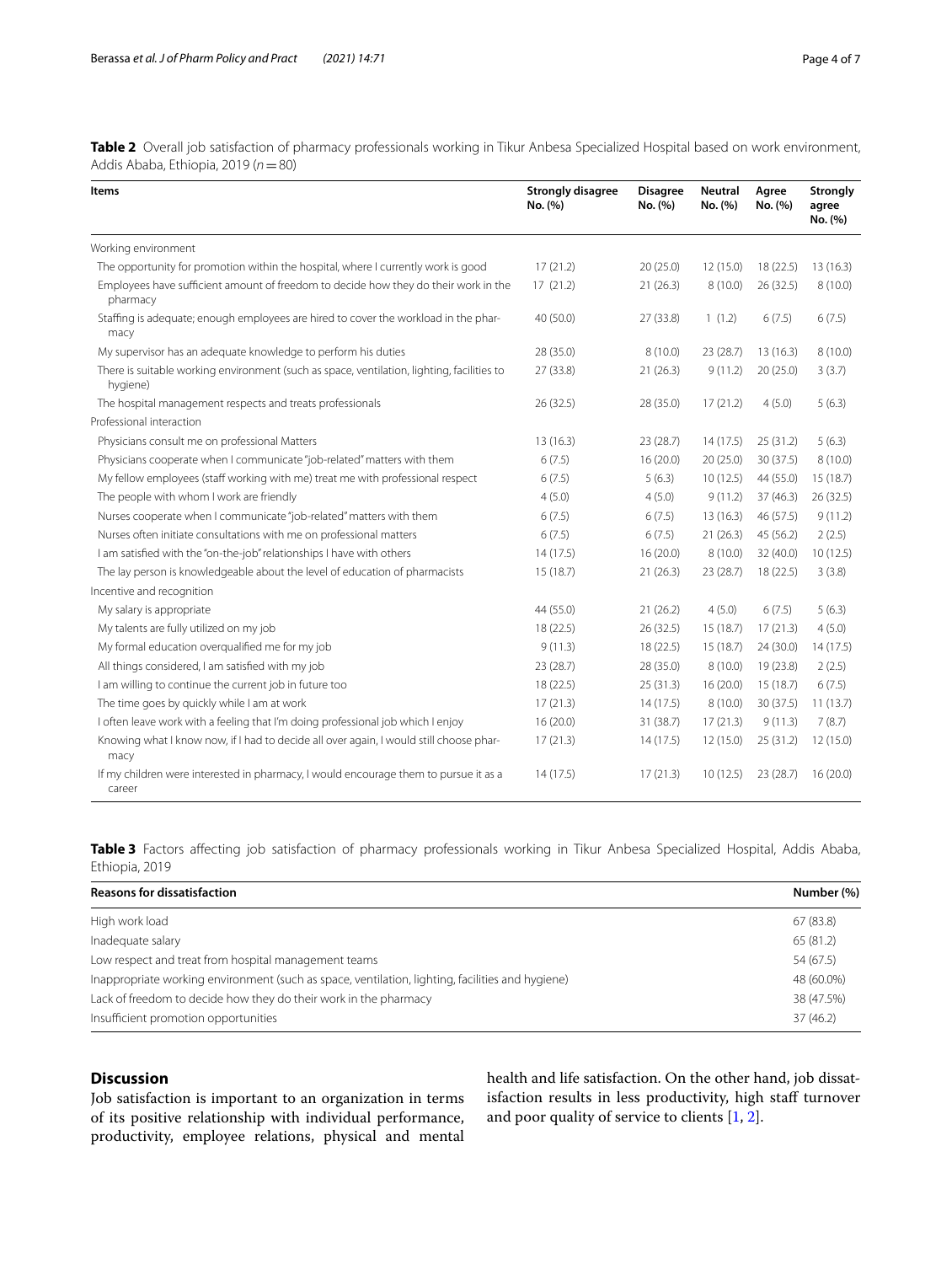**Table 2** Overall job satisfaction of pharmacy professionals working in Tikur Anbesa Specialized Hospital based on work environment, Addis Ababa, Ethiopia, 2019 ($n = 80$)

| Items | Strongly disagree No. (%) | Disagree No. (%) | Neutral No. (%) | Agree No. (%) | Strongly agree No. (%) |
|---|---|---|---|---|---|
| Working environment | | | | | |
| The opportunity for promotion within the hospital, where I currently work is good | 17 (21.2) | 20 (25.0) | 12 (15.0) | 18 (22.5) | 13 (16.3) |
| Employees have sufficient amount of freedom to decide how they do their work in the pharmacy | 17 (21.2) | 21 (26.3) | 8 (10.0) | 26 (32.5) | 8 (10.0) |
| Staffing is adequate; enough employees are hired to cover the workload in the pharmacy | 40 (50.0) | 27 (33.8) | 1 (1.2) | 6 (7.5) | 6 (7.5) |
| My supervisor has an adequate knowledge to perform his duties | 28 (35.0) | 8 (10.0) | 23 (28.7) | 13 (16.3) | 8 (10.0) |
| There is suitable working environment (such as space, ventilation, lighting, facilities to hygiene) | 27 (33.8) | 21 (26.3) | 9 (11.2) | 20 (25.0) | 3 (3.7) |
| The hospital management respects and treats professionals | 26 (32.5) | 28 (35.0) | 17 (21.2) | 4 (5.0) | 5 (6.3) |
| Professional interaction | | | | | |
| Physicians consult me on professional Matters | 13 (16.3) | 23 (28.7) | 14 (17.5) | 25 (31.2) | 5 (6.3) |
| Physicians cooperate when I communicate "job-related" matters with them | 6 (7.5) | 16 (20.0) | 20 (25.0) | 30 (37.5) | 8 (10.0) |
| My fellow employees (staff working with me) treat me with professional respect | 6 (7.5) | 5 (6.3) | 10 (12.5) | 44 (55.0) | 15 (18.7) |
| The people with whom I work are friendly | 4 (5.0) | 4 (5.0) | 9 (11.2) | 37 (46.3) | 26 (32.5) |
| Nurses cooperate when I communicate "job-related" matters with them | 6 (7.5) | 6 (7.5) | 13 (16.3) | 46 (57.5) | 9 (11.2) |
| Nurses often initiate consultations with me on professional matters | 6 (7.5) | 6 (7.5) | 21 (26.3) | 45 (56.2) | 2 (2.5) |
| I am satisfied with the "on-the-job" relationships I have with others | 14 (17.5) | 16 (20.0) | 8 (10.0) | 32 (40.0) | 10 (12.5) |
| The lay person is knowledgeable about the level of education of pharmacists | 15 (18.7) | 21 (26.3) | 23 (28.7) | 18 (22.5) | 3 (3.8) |
| Incentive and recognition | | | | | |
| My salary is appropriate | 44 (55.0) | 21 (26.2) | 4 (5.0) | 6 (7.5) | 5 (6.3) |
| My talents are fully utilized on my job | 18 (22.5) | 26 (32.5) | 15 (18.7) | 17 (21.3) | 4 (5.0) |
| My formal education overqualified me for my job | 9 (11.3) | 18 (22.5) | 15 (18.7) | 24 (30.0) | 14 (17.5) |
| All things considered, I am satisfied with my job | 23 (28.7) | 28 (35.0) | 8 (10.0) | 19 (23.8) | 2 (2.5) |
| I am willing to continue the current job in future too | 18 (22.5) | 25 (31.3) | 16 (20.0) | 15 (18.7) | 6 (7.5) |
| The time goes by quickly while I am at work | 17 (21.3) | 14 (17.5) | 8 (10.0) | 30 (37.5) | 11 (13.7) |
| I often leave work with a feeling that I'm doing professional job which I enjoy | 16 (20.0) | 31 (38.7) | 17 (21.3) | 9 (11.3) | 7 (8.7) |
| Knowing what I know now, if I had to decide all over again, I would still choose pharmacy | 17 (21.3) | 14 (17.5) | 12 (15.0) | 25 (31.2) | 12 (15.0) |
| If my children were interested in pharmacy, I would encourage them to pursue it as a career | 14 (17.5) | 17 (21.3) | 10 (12.5) | 23 (28.7) | 16 (20.0) |

**Table 3** Factors affecting job satisfaction of pharmacy professionals working in Tikur Anbesa Specialized Hospital, Addis Ababa, Ethiopia, 2019

| Reasons for dissatisfaction | Number (%) |
|---|---|
| High work load | 67 (83.8) |
| Inadequate salary | 65 (81.2) |
| Low respect and treat from hospital management teams | 54 (67.5) |
| Inappropriate working environment (such as space, ventilation, lighting, facilities and hygiene) | 48 (60.0%) |
| Lack of freedom to decide how they do their work in the pharmacy | 38 (47.5%) |
| Insufficient promotion opportunities | 37 (46.2) |

## Discussion

Job satisfaction is important to an organization in terms of its positive relationship with individual performance, productivity, employee relations, physical and mental health and life satisfaction. On the other hand, job dissatisfaction results in less productivity, high staff turnover and poor quality of service to clients [1, 2].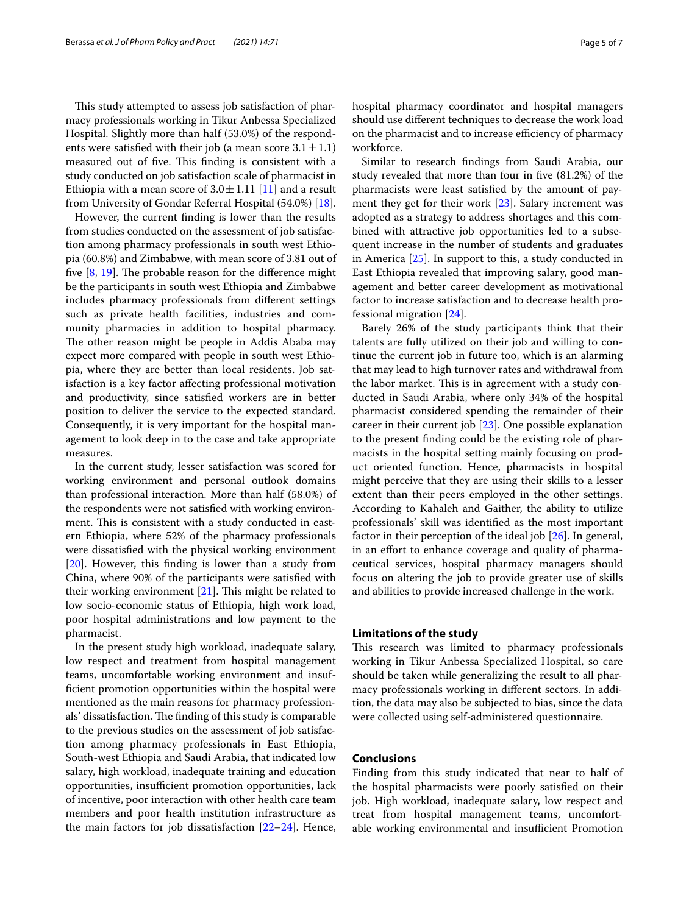This study attempted to assess job satisfaction of pharmacy professionals working in Tikur Anbessa Specialized Hospital. Slightly more than half (53.0%) of the respondents were satisfied with their job (a mean score $3.1 \pm 1.1$) measured out of five. This finding is consistent with a study conducted on job satisfaction scale of pharmacist in Ethiopia with a mean score of $3.0 \pm 1.11$ [11] and a result from University of Gondar Referral Hospital (54.0%) [18].

However, the current finding is lower than the results from studies conducted on the assessment of job satisfaction among pharmacy professionals in south west Ethiopia (60.8%) and Zimbabwe, with mean score of 3.81 out of five [8, 19]. The probable reason for the difference might be the participants in south west Ethiopia and Zimbabwe includes pharmacy professionals from different settings such as private health facilities, industries and community pharmacies in addition to hospital pharmacy. The other reason might be people in Addis Ababa may expect more compared with people in south west Ethiopia, where they are better than local residents. Job satisfaction is a key factor affecting professional motivation and productivity, since satisfied workers are in better position to deliver the service to the expected standard. Consequently, it is very important for the hospital management to look deep in to the case and take appropriate measures.

In the current study, lesser satisfaction was scored for working environment and personal outlook domains than professional interaction. More than half (58.0%) of the respondents were not satisfied with working environment. This is consistent with a study conducted in eastern Ethiopia, where 52% of the pharmacy professionals were dissatisfied with the physical working environment [20]. However, this finding is lower than a study from China, where 90% of the participants were satisfied with their working environment [21]. This might be related to low socio-economic status of Ethiopia, high work load, poor hospital administrations and low payment to the pharmacist.

In the present study high workload, inadequate salary, low respect and treatment from hospital management teams, uncomfortable working environment and insufficient promotion opportunities within the hospital were mentioned as the main reasons for pharmacy professionals' dissatisfaction. The finding of this study is comparable to the previous studies on the assessment of job satisfaction among pharmacy professionals in East Ethiopia, South-west Ethiopia and Saudi Arabia, that indicated low salary, high workload, inadequate training and education opportunities, insufficient promotion opportunities, lack of incentive, poor interaction with other health care team members and poor health institution infrastructure as the main factors for job dissatisfaction [22–24]. Hence, hospital pharmacy coordinator and hospital managers should use different techniques to decrease the work load on the pharmacist and to increase efficiency of pharmacy workforce.

Similar to research findings from Saudi Arabia, our study revealed that more than four in five (81.2%) of the pharmacists were least satisfied by the amount of payment they get for their work [23]. Salary increment was adopted as a strategy to address shortages and this combined with attractive job opportunities led to a subsequent increase in the number of students and graduates in America [25]. In support to this, a study conducted in East Ethiopia revealed that improving salary, good management and better career development as motivational factor to increase satisfaction and to decrease health professional migration [24].

Barely 26% of the study participants think that their talents are fully utilized on their job and willing to continue the current job in future too, which is an alarming that may lead to high turnover rates and withdrawal from the labor market. This is in agreement with a study conducted in Saudi Arabia, where only 34% of the hospital pharmacist considered spending the remainder of their career in their current job [23]. One possible explanation to the present finding could be the existing role of pharmacists in the hospital setting mainly focusing on product oriented function. Hence, pharmacists in hospital might perceive that they are using their skills to a lesser extent than their peers employed in the other settings. According to Kahaleh and Gaither, the ability to utilize professionals' skill was identified as the most important factor in their perception of the ideal job [26]. In general, in an effort to enhance coverage and quality of pharmaceutical services, hospital pharmacy managers should focus on altering the job to provide greater use of skills and abilities to provide increased challenge in the work.

## Limitations of the study

This research was limited to pharmacy professionals working in Tikur Anbessa Specialized Hospital, so care should be taken while generalizing the result to all pharmacy professionals working in different sectors. In addition, the data may also be subjected to bias, since the data were collected using self-administered questionnaire.

## Conclusions

Finding from this study indicated that near to half of the hospital pharmacists were poorly satisfied on their job. High workload, inadequate salary, low respect and treat from hospital management teams, uncomfortable working environmental and insufficient Promotion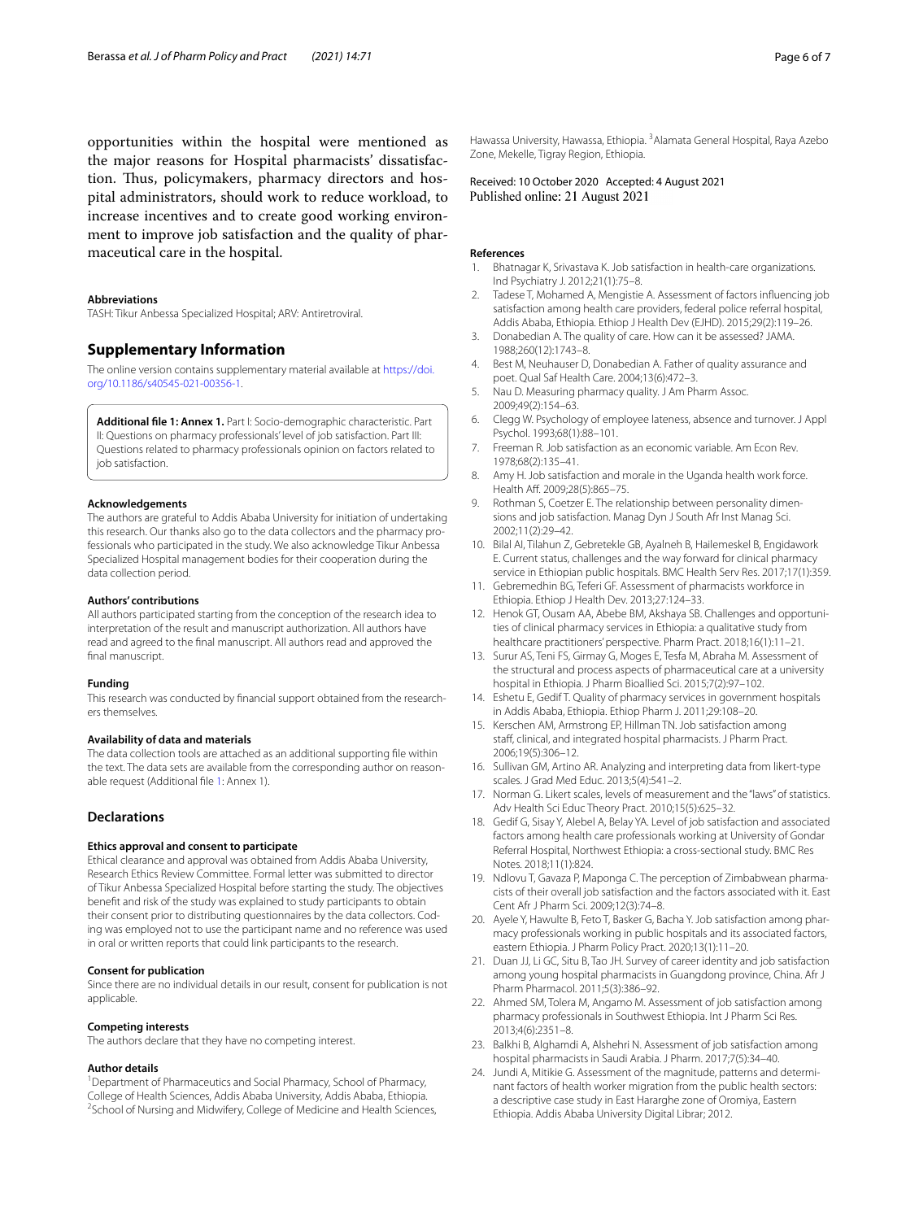opportunities within the hospital were mentioned as the major reasons for Hospital pharmacists' dissatisfaction. Thus, policymakers, pharmacy directors and hospital administrators, should work to reduce workload, to increase incentives and to create good working environment to improve job satisfaction and the quality of pharmaceutical care in the hospital.

#### Abbreviations

TASH: Tikur Anbessa Specialized Hospital; ARV: Antiretroviral.

## Supplementary Information

The online version contains supplementary material available at https://doi.org/10.1186/s40545-021-00356-1.

**Additional file 1: Annex 1.** Part I: Socio-demographic characteristic. Part II: Questions on pharmacy professionals' level of job satisfaction. Part III: Questions related to pharmacy professionals opinion on factors related to job satisfaction.

#### Acknowledgements

The authors are grateful to Addis Ababa University for initiation of undertaking this research. Our thanks also go to the data collectors and the pharmacy professionals who participated in the study. We also acknowledge Tikur Anbessa Specialized Hospital management bodies for their cooperation during the data collection period.

#### Authors' contributions

All authors participated starting from the conception of the research idea to interpretation of the result and manuscript authorization. All authors have read and agreed to the final manuscript. All authors read and approved the final manuscript.

#### Funding

This research was conducted by financial support obtained from the researchers themselves.

#### Availability of data and materials

The data collection tools are attached as an additional supporting file within the text. The data sets are available from the corresponding author on reasonable request (Additional file 1: Annex 1).

## Declarations

#### Ethics approval and consent to participate

Ethical clearance and approval was obtained from Addis Ababa University, Research Ethics Review Committee. Formal letter was submitted to director of Tikur Anbessa Specialized Hospital before starting the study. The objectives benefit and risk of the study was explained to study participants to obtain their consent prior to distributing questionnaires by the data collectors. Coding was employed not to use the participant name and no reference was used in oral or written reports that could link participants to the research.

#### Consent for publication

Since there are no individual details in our result, consent for publication is not applicable.

#### Competing interests

The authors declare that they have no competing interest.

#### Author details

[1] Department of Pharmaceutics and Social Pharmacy, School of Pharmacy, College of Health Sciences, Addis Ababa University, Addis Ababa, Ethiopia. [2] School of Nursing and Midwifery, College of Medicine and Health Sciences, Hawassa University, Hawassa, Ethiopia. [3] Alamata General Hospital, Raya Azebo Zone, Mekelle, Tigray Region, Ethiopia.

Received: 10 October 2020 Accepted: 4 August 2021
Published online: 21 August 2021

#### References

1. Bhatnagar K, Srivastava K. Job satisfaction in health-care organizations. Ind Psychiatry J. 2012;21(1):75–8.
2. Tadese T, Mohamed A, Mengistie A. Assessment of factors influencing job satisfaction among health care providers, federal police referral hospital, Addis Ababa, Ethiopia. Ethiop J Health Dev (EJHD). 2015;29(2):119–26.
3. Donabedian A. The quality of care. How can it be assessed? JAMA. 1988;260(12):1743–8.
4. Best M, Neuhauser D, Donabedian A. Father of quality assurance and poet. Qual Saf Health Care. 2004;13(6):472–3.
5. Nau D. Measuring pharmacy quality. J Am Pharm Assoc. 2009;49(2):154–63.
6. Clegg W. Psychology of employee lateness, absence and turnover. J Appl Psychol. 1993;68(1):88–101.
7. Freeman R. Job satisfaction as an economic variable. Am Econ Rev. 1978;68(2):135–41.
8. Amy H. Job satisfaction and morale in the Uganda health work force. Health Aff. 2009;28(5):865–75.
9. Rothman S, Coetzer E. The relationship between personality dimensions and job satisfaction. Manag Dyn J South Afr Inst Manag Sci. 2002;11(2):29–42.
10. Bilal AI, Tilahun Z, Gebretekle GB, Ayalneh B, Hailemeskel B, Engidawork E. Current status, challenges and the way forward for clinical pharmacy service in Ethiopian public hospitals. BMC Health Serv Res. 2017;17(1):359.
11. Gebremedhin BG, Teferi GF. Assessment of pharmacists workforce in Ethiopia. Ethiop J Health Dev. 2013;27:124–33.
12. Henok GT, Ousam AA, Abebe BM, Akshaya SB. Challenges and opportunities of clinical pharmacy services in Ethiopia: a qualitative study from healthcare practitioners' perspective. Pharm Pract. 2018;16(1):11–21.
13. Surur AS, Teni FS, Girmay G, Moges E, Tesfa M, Abraha M. Assessment of the structural and process aspects of pharmaceutical care at a university hospital in Ethiopia. J Pharm Bioallied Sci. 2015;7(2):97–102.
14. Eshetu E, Gedif T. Quality of pharmacy services in government hospitals in Addis Ababa, Ethiopia. Ethiop Pharm J. 2011;29:108–20.
15. Kerschen AM, Armstrong EP, Hillman TN. Job satisfaction among staff, clinical, and integrated hospital pharmacists. J Pharm Pract. 2006;19(5):306–12.
16. Sullivan GM, Artino AR. Analyzing and interpreting data from likert-type scales. J Grad Med Educ. 2013;5(4):541–2.
17. Norman G. Likert scales, levels of measurement and the "laws" of statistics. Adv Health Sci Educ Theory Pract. 2010;15(5):625–32.
18. Gedif G, Sisay Y, Alebel A, Belay YA. Level of job satisfaction and associated factors among health care professionals working at University of Gondar Referral Hospital, Northwest Ethiopia: a cross-sectional study. BMC Res Notes. 2018;11(1):824.
19. Ndlovu T, Gavaza P, Maponga C. The perception of Zimbabwean pharmacists of their overall job satisfaction and the factors associated with it. East Cent Afr J Pharm Sci. 2009;12(3):74–8.
20. Ayele Y, Hawulte B, Feto T, Basker G, Bacha Y. Job satisfaction among pharmacy professionals working in public hospitals and its associated factors, eastern Ethiopia. J Pharm Policy Pract. 2020;13(1):11–20.
21. Duan JJ, Li GC, Situ B, Tao JH. Survey of career identity and job satisfaction among young hospital pharmacists in Guangdong province, China. Afr J Pharm Pharmacol. 2011;5(3):386–92.
22. Ahmed SM, Tolera M, Angamo M. Assessment of job satisfaction among pharmacy professionals in Southwest Ethiopia. Int J Pharm Sci Res. 2013;4(6):2351–8.
23. Balkhi B, Alghamdi A, Alshehri N. Assessment of job satisfaction among hospital pharmacists in Saudi Arabia. J Pharm. 2017;7(5):34–40.
24. Jundi A, Mitikie G. Assessment of the magnitude, patterns and determinant factors of health worker migration from the public health sectors: a descriptive case study in East Hararghe zone of Oromiya, Eastern Ethiopia. Addis Ababa University Digital Librar; 2012.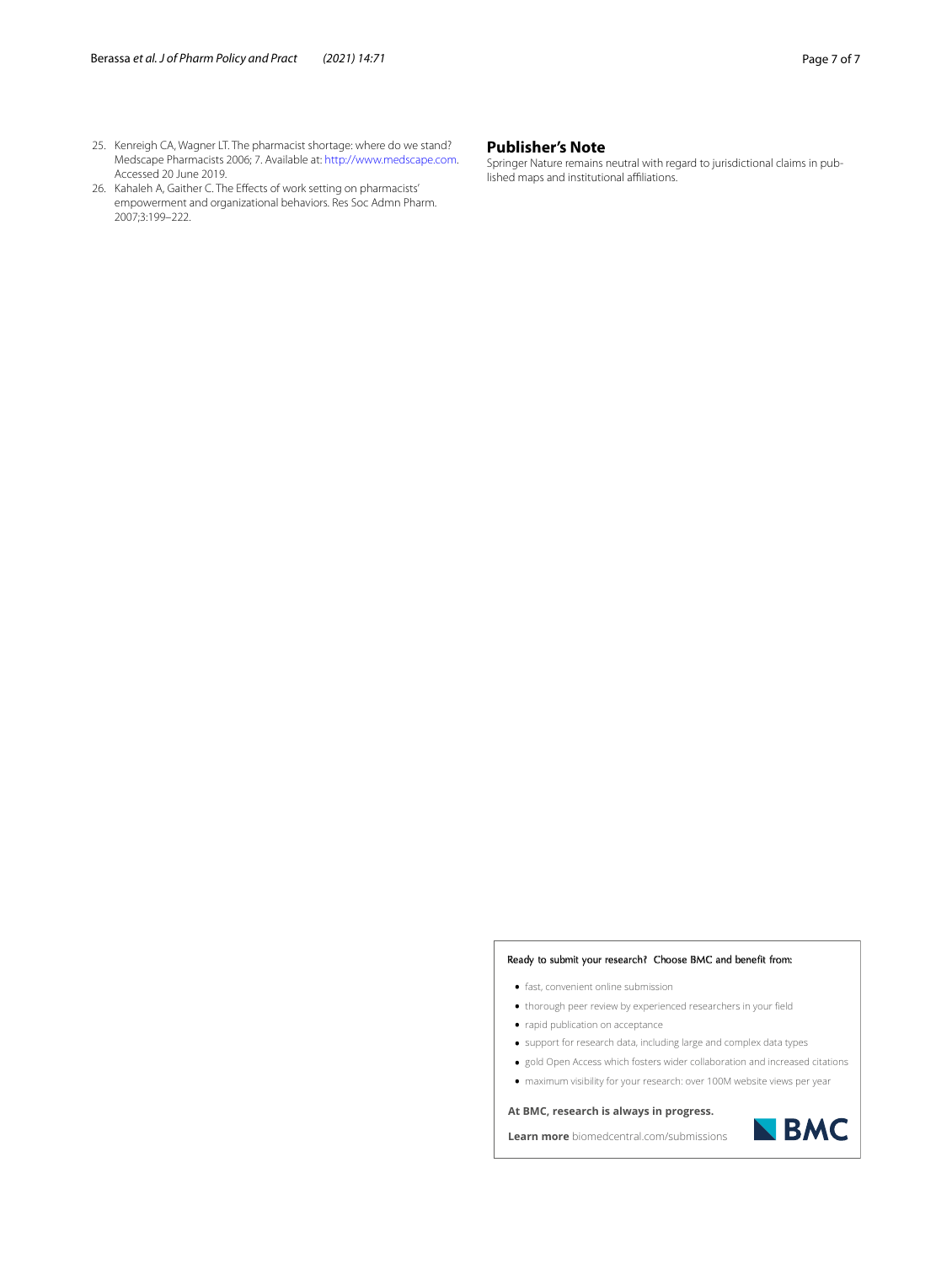25. Kenreigh CA, Wagner LT. The pharmacist shortage: where do we stand? Medscape Pharmacists 2006; 7. Available at: http://www.medscape.com. Accessed 20 June 2019.
26. Kahaleh A, Gaither C. The Effects of work setting on pharmacists' empowerment and organizational behaviors. Res Soc Admn Pharm. 2007;3:199–222.

## Publisher's Note

Springer Nature remains neutral with regard to jurisdictional claims in published maps and institutional affiliations.

Ready to submit your research? Choose BMC and benefit from:

- fast, convenient online submission
- thorough peer review by experienced researchers in your field
- rapid publication on acceptance
- support for research data, including large and complex data types
- gold Open Access which fosters wider collaboration and increased citations
- maximum visibility for your research: over 100M website views per year

**At BMC, research is always in progress.**

**Learn more** biomedcentral.com/submissions

BMC